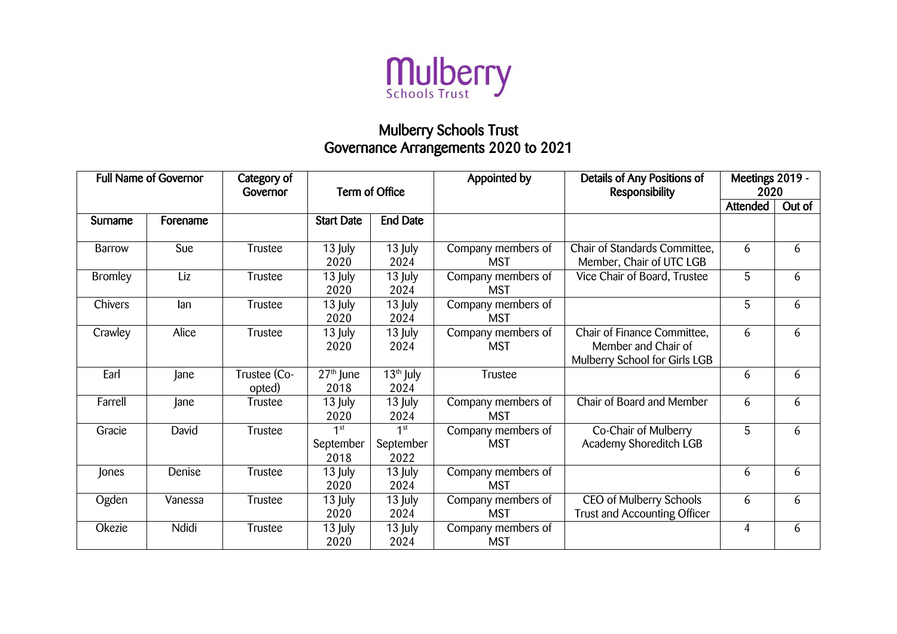# Mulberry Schools Trust
## Governance Arrangements 2020 to 2021

| Full Name of Governor | | Category of Governor | Term of Office | | Appointed by | Details of Any Positions of Responsibility | Meetings 2019 - 2020 | |
|---|---|---|---|---|---|---|---|---|
| | | | | | | | Attended | Out of |
| Surname | Forename | | Start Date | End Date | | | | |
| Barrow | Sue | Trustee | 13 July 2020 | 13 July 2024 | Company members of MST | Chair of Standards Committee, Member, Chair of UTC LGB | 6 | 6 |
| Bromley | Liz | Trustee | 13 July 2020 | 13 July 2024 | Company members of MST | Vice Chair of Board, Trustee | 5 | 6 |
| Chivers | Ian | Trustee | 13 July 2020 | 13 July 2024 | Company members of MST | | 5 | 6 |
| Crawley | Alice | Trustee | 13 July 2020 | 13 July 2024 | Company members of MST | Chair of Finance Committee, Member and Chair of Mulberry School for Girls LGB | 6 | 6 |
| Earl | Jane | Trustee (Co-opted) | 27th June 2018 | 13th July 2024 | Trustee | | 6 | 6 |
| Farrell | Jane | Trustee | 13 July 2020 | 13 July 2024 | Company members of MST | Chair of Board and Member | 6 | 6 |
| Gracie | David | Trustee | 1st September 2018 | 1st September 2022 | Company members of MST | Co-Chair of Mulberry Academy Shoreditch LGB | 5 | 6 |
| Jones | Denise | Trustee | 13 July 2020 | 13 July 2024 | Company members of MST | | 6 | 6 |
| Ogden | Vanessa | Trustee | 13 July 2020 | 13 July 2024 | Company members of MST | CEO of Mulberry Schools Trust and Accounting Officer | 6 | 6 |
| Okezie | Ndidi | Trustee | 13 July 2020 | 13 July 2024 | Company members of MST | | 4 | 6 |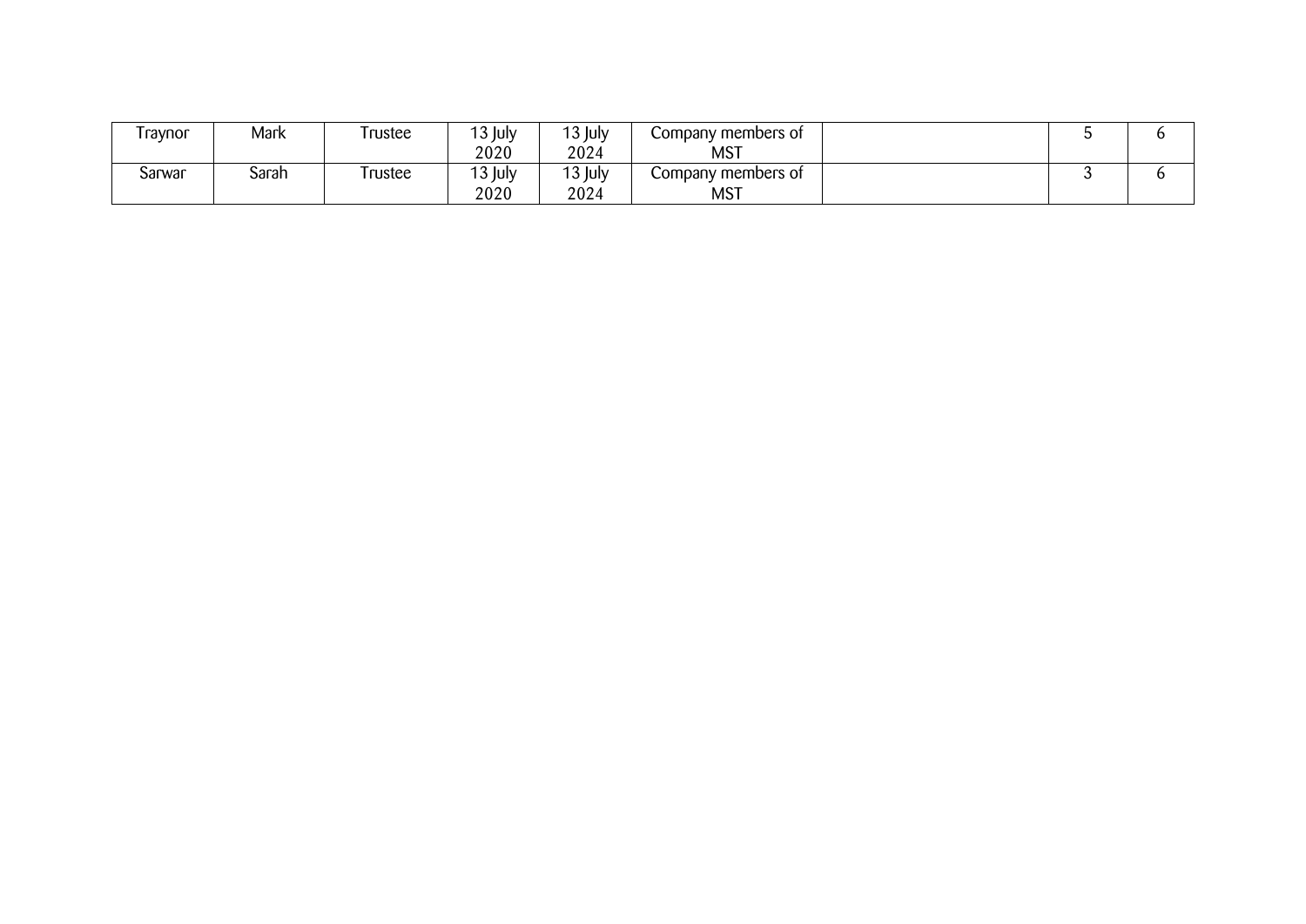| | | | | | | | | |
|---|---|---|---|---|---|---|---|---|
| Traynor | Mark | Trustee | 13 July 2020 | 13 July 2024 | Company members of MST | | 5 | 6 |
| Sarwar | Sarah | Trustee | 13 July 2020 | 13 July 2024 | Company members of MST | | 3 | 6 |